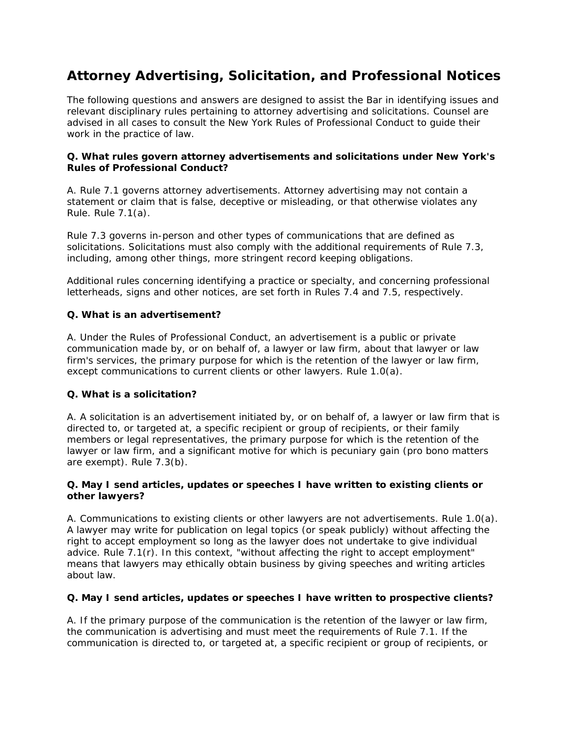# Attorney Advertising, Solicitation, and Professional Notices

The following questions and answers are designed to assist the Bar in identifying issues and relevant disciplinary rules pertaining to attorney advertising and solicitations. Counsel are advised in all cases to consult the New York Rules of Professional Conduct to guide their work in the practice of law.

**Q. What rules govern attorney advertisements and solicitations under New York's Rules of Professional Conduct?**

A. Rule 7.1 governs attorney advertisements. Attorney advertising may not contain a statement or claim that is false, deceptive or misleading, or that otherwise violates any Rule. Rule 7.1(a).

Rule 7.3 governs in-person and other types of communications that are defined as solicitations. Solicitations must also comply with the additional requirements of Rule 7.3, including, among other things, more stringent record keeping obligations.

Additional rules concerning identifying a practice or specialty, and concerning professional letterheads, signs and other notices, are set forth in Rules 7.4 and 7.5, respectively.

**Q. What is an advertisement?**

A. Under the Rules of Professional Conduct, an advertisement is a public or private communication made by, or on behalf of, a lawyer or law firm, about that lawyer or law firm's services, the primary purpose for which is the retention of the lawyer or law firm, except communications to current clients or other lawyers. Rule 1.0(a).

**Q. What is a solicitation?**

A. A solicitation is an advertisement initiated by, or on behalf of, a lawyer or law firm that is directed to, or targeted at, a specific recipient or group of recipients, or their family members or legal representatives, the primary purpose for which is the retention of the lawyer or law firm, and a significant motive for which is pecuniary gain (pro bono matters are exempt). Rule 7.3(b).

**Q. May I send articles, updates or speeches I have written to existing clients or other lawyers?**

A. Communications to existing clients or other lawyers are not advertisements. Rule 1.0(a). A lawyer may write for publication on legal topics (or speak publicly) without affecting the right to accept employment so long as the lawyer does not undertake to give individual advice. Rule 7.1(r). In this context, "without affecting the right to accept employment" means that lawyers may ethically obtain business by giving speeches and writing articles about law.

**Q. May I send articles, updates or speeches I have written to prospective clients?**

A. If the primary purpose of the communication is the retention of the lawyer or law firm, the communication is advertising and must meet the requirements of Rule 7.1. If the communication is directed to, or targeted at, a specific recipient or group of recipients, or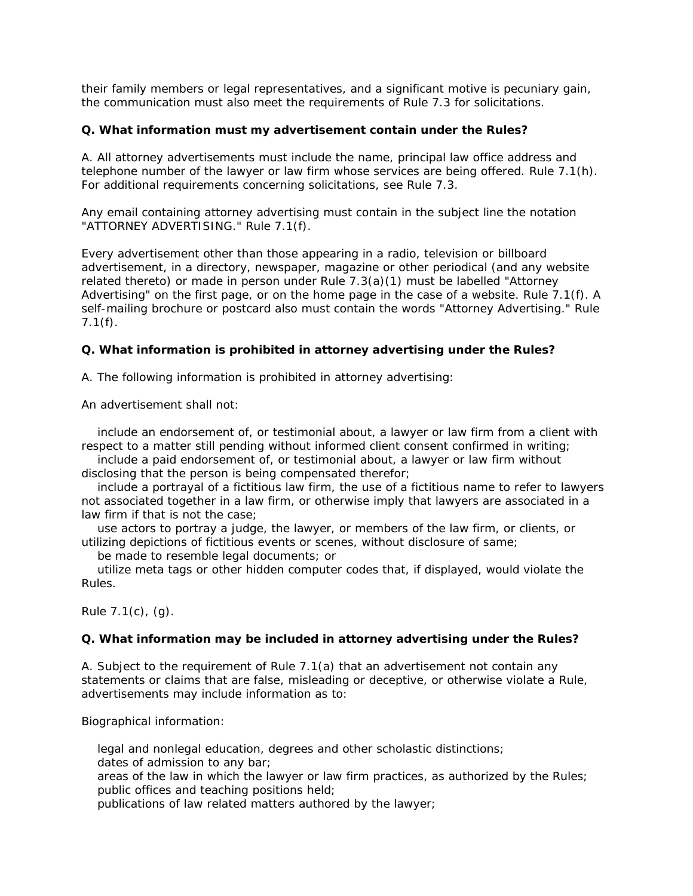their family members or legal representatives, and a significant motive is pecuniary gain, the communication must also meet the requirements of Rule 7.3 for solicitations.

**Q. What information must my advertisement contain under the Rules?**

A. All attorney advertisements must include the name, principal law office address and telephone number of the lawyer or law firm whose services are being offered. Rule 7.1(h). For additional requirements concerning solicitations, see Rule 7.3.

Any email containing attorney advertising must contain in the subject line the notation "ATTORNEY ADVERTISING." Rule 7.1(f).

Every advertisement other than those appearing in a radio, television or billboard advertisement, in a directory, newspaper, magazine or other periodical (and any website related thereto) or made in person under Rule 7.3(a)(1) must be labelled "Attorney Advertising" on the first page, or on the home page in the case of a website. Rule 7.1(f). A self-mailing brochure or postcard also must contain the words "Attorney Advertising." Rule 7.1(f).

**Q. What information is prohibited in attorney advertising under the Rules?**

A. The following information is prohibited in attorney advertising:

An advertisement shall not:

- include an endorsement of, or testimonial about, a lawyer or law firm from a client with respect to a matter still pending without informed client consent confirmed in writing;
- include a paid endorsement of, or testimonial about, a lawyer or law firm without disclosing that the person is being compensated therefor;
- include a portrayal of a fictitious law firm, the use of a fictitious name to refer to lawyers not associated together in a law firm, or otherwise imply that lawyers are associated in a law firm if that is not the case;
- use actors to portray a judge, the lawyer, or members of the law firm, or clients, or utilizing depictions of fictitious events or scenes, without disclosure of same;
- be made to resemble legal documents; or
- utilize meta tags or other hidden computer codes that, if displayed, would violate the Rules.

Rule 7.1(c), (g).

**Q. What information may be included in attorney advertising under the Rules?**

A. Subject to the requirement of Rule 7.1(a) that an advertisement not contain any statements or claims that are false, misleading or deceptive, or otherwise violate a Rule, advertisements may include information as to:

Biographical information:

- legal and nonlegal education, degrees and other scholastic distinctions;
- dates of admission to any bar;
- areas of the law in which the lawyer or law firm practices, as authorized by the Rules;
- public offices and teaching positions held;
- publications of law related matters authored by the lawyer;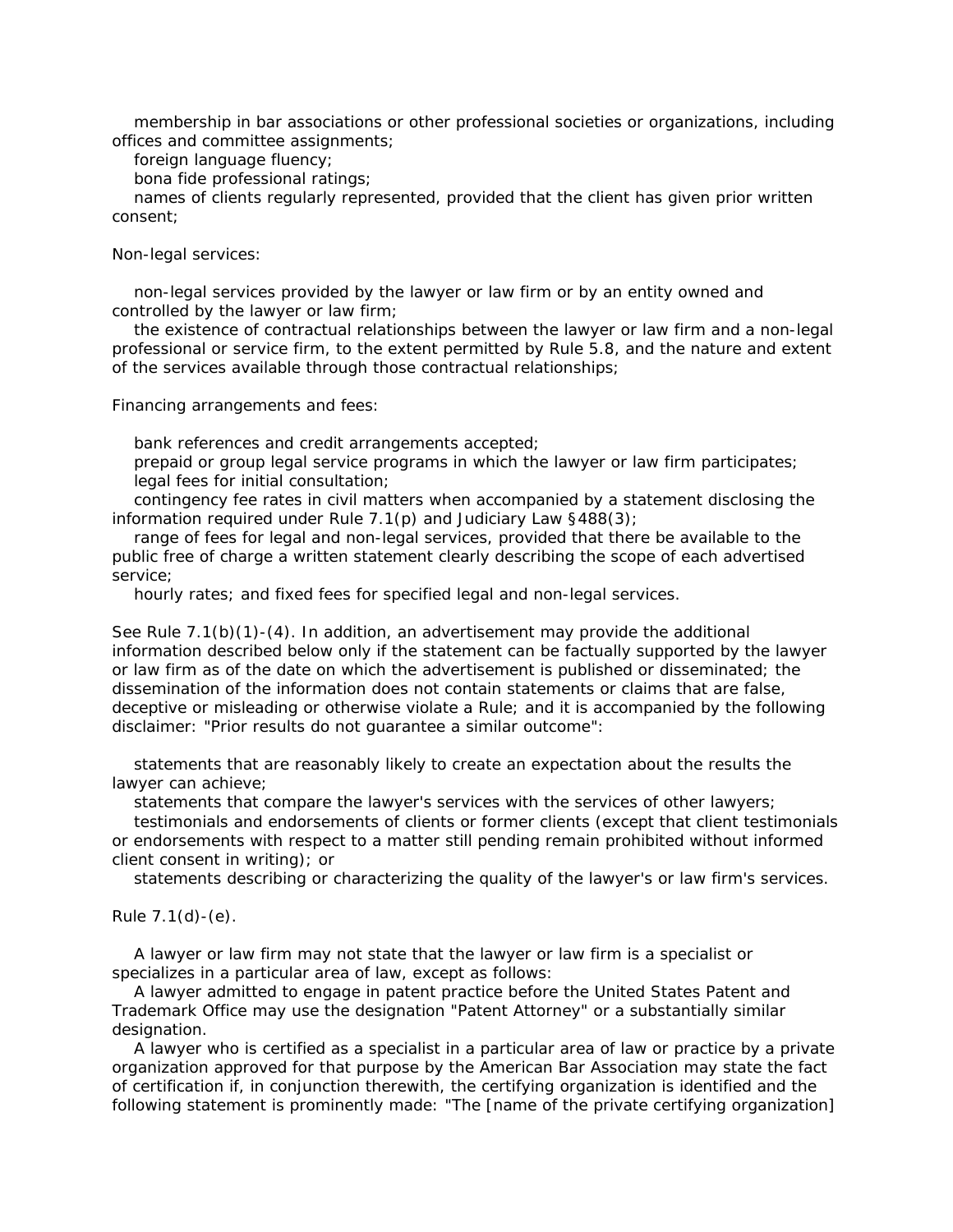membership in bar associations or other professional societies or organizations, including offices and committee assignments;

foreign language fluency;

bona fide professional ratings;

names of clients regularly represented, provided that the client has given prior written consent;

Non-legal services:

non-legal services provided by the lawyer or law firm or by an entity owned and controlled by the lawyer or law firm;

the existence of contractual relationships between the lawyer or law firm and a non-legal professional or service firm, to the extent permitted by Rule 5.8, and the nature and extent of the services available through those contractual relationships;

Financing arrangements and fees:

bank references and credit arrangements accepted;

prepaid or group legal service programs in which the lawyer or law firm participates;

legal fees for initial consultation;

contingency fee rates in civil matters when accompanied by a statement disclosing the information required under Rule 7.1(p) and Judiciary Law §488(3);

range of fees for legal and non-legal services, provided that there be available to the public free of charge a written statement clearly describing the scope of each advertised service;

hourly rates; and fixed fees for specified legal and non-legal services.

See Rule 7.1(b)(1)-(4). In addition, an advertisement may provide the additional information described below only if the statement can be factually supported by the lawyer or law firm as of the date on which the advertisement is published or disseminated; the dissemination of the information does not contain statements or claims that are false, deceptive or misleading or otherwise violate a Rule; and it is accompanied by the following disclaimer: "Prior results do not guarantee a similar outcome":

statements that are reasonably likely to create an expectation about the results the lawyer can achieve;

statements that compare the lawyer's services with the services of other lawyers;

testimonials and endorsements of clients or former clients (except that client testimonials or endorsements with respect to a matter still pending remain prohibited without informed client consent in writing); or

statements describing or characterizing the quality of the lawyer's or law firm's services.

Rule 7.1(d)-(e).

A lawyer or law firm may not state that the lawyer or law firm is a specialist or specializes in a particular area of law, except as follows:

A lawyer admitted to engage in patent practice before the United States Patent and Trademark Office may use the designation "Patent Attorney" or a substantially similar designation.

A lawyer who is certified as a specialist in a particular area of law or practice by a private organization approved for that purpose by the American Bar Association may state the fact of certification if, in conjunction therewith, the certifying organization is identified and the following statement is prominently made: "The [name of the private certifying organization]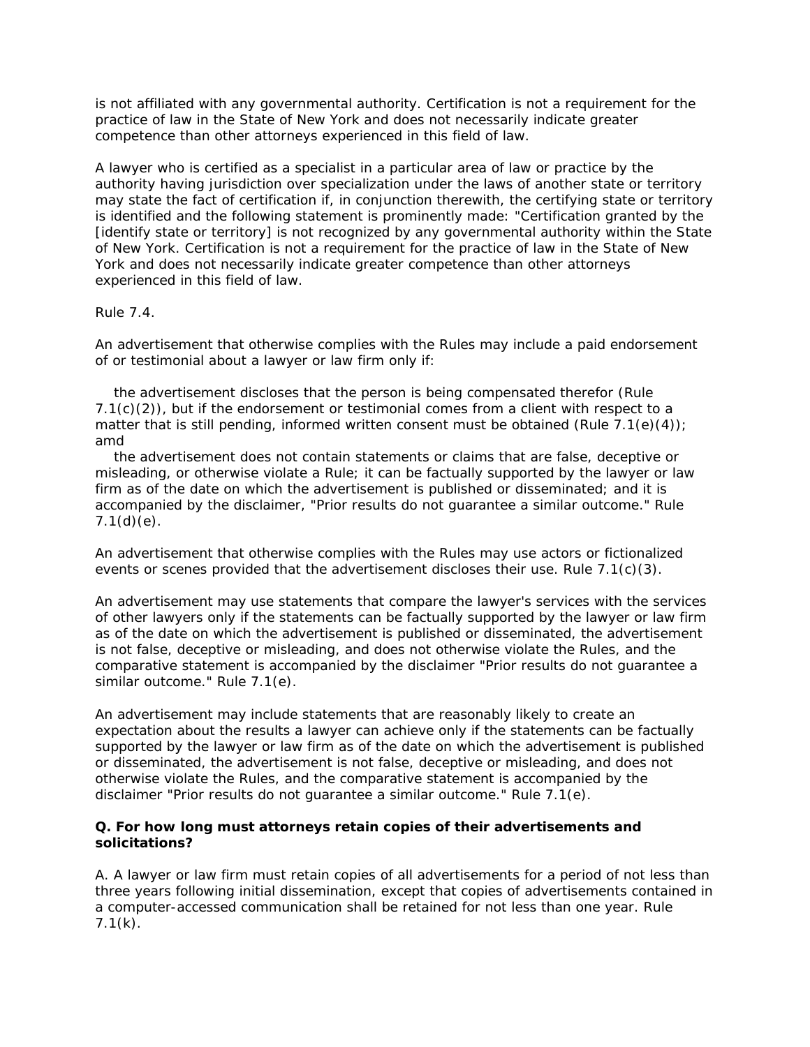is not affiliated with any governmental authority. Certification is not a requirement for the practice of law in the State of New York and does not necessarily indicate greater competence than other attorneys experienced in this field of law.

A lawyer who is certified as a specialist in a particular area of law or practice by the authority having jurisdiction over specialization under the laws of another state or territory may state the fact of certification if, in conjunction therewith, the certifying state or territory is identified and the following statement is prominently made: "Certification granted by the [identify state or territory] is not recognized by any governmental authority within the State of New York. Certification is not a requirement for the practice of law in the State of New York and does not necessarily indicate greater competence than other attorneys experienced in this field of law.

Rule 7.4.

An advertisement that otherwise complies with the Rules may include a paid endorsement of or testimonial about a lawyer or law firm only if:

the advertisement discloses that the person is being compensated therefor (Rule 7.1(c)(2)), but if the endorsement or testimonial comes from a client with respect to a matter that is still pending, informed written consent must be obtained (Rule 7.1(e)(4)); amd

the advertisement does not contain statements or claims that are false, deceptive or misleading, or otherwise violate a Rule; it can be factually supported by the lawyer or law firm as of the date on which the advertisement is published or disseminated; and it is accompanied by the disclaimer, "Prior results do not guarantee a similar outcome." Rule 7.1(d)(e).

An advertisement that otherwise complies with the Rules may use actors or fictionalized events or scenes provided that the advertisement discloses their use. Rule 7.1(c)(3).

An advertisement may use statements that compare the lawyer's services with the services of other lawyers only if the statements can be factually supported by the lawyer or law firm as of the date on which the advertisement is published or disseminated, the advertisement is not false, deceptive or misleading, and does not otherwise violate the Rules, and the comparative statement is accompanied by the disclaimer "Prior results do not guarantee a similar outcome." Rule 7.1(e).

An advertisement may include statements that are reasonably likely to create an expectation about the results a lawyer can achieve only if the statements can be factually supported by the lawyer or law firm as of the date on which the advertisement is published or disseminated, the advertisement is not false, deceptive or misleading, and does not otherwise violate the Rules, and the comparative statement is accompanied by the disclaimer "Prior results do not guarantee a similar outcome." Rule 7.1(e).

**Q. For how long must attorneys retain copies of their advertisements and solicitations?**

A. A lawyer or law firm must retain copies of all advertisements for a period of not less than three years following initial dissemination, except that copies of advertisements contained in a computer-accessed communication shall be retained for not less than one year. Rule 7.1(k).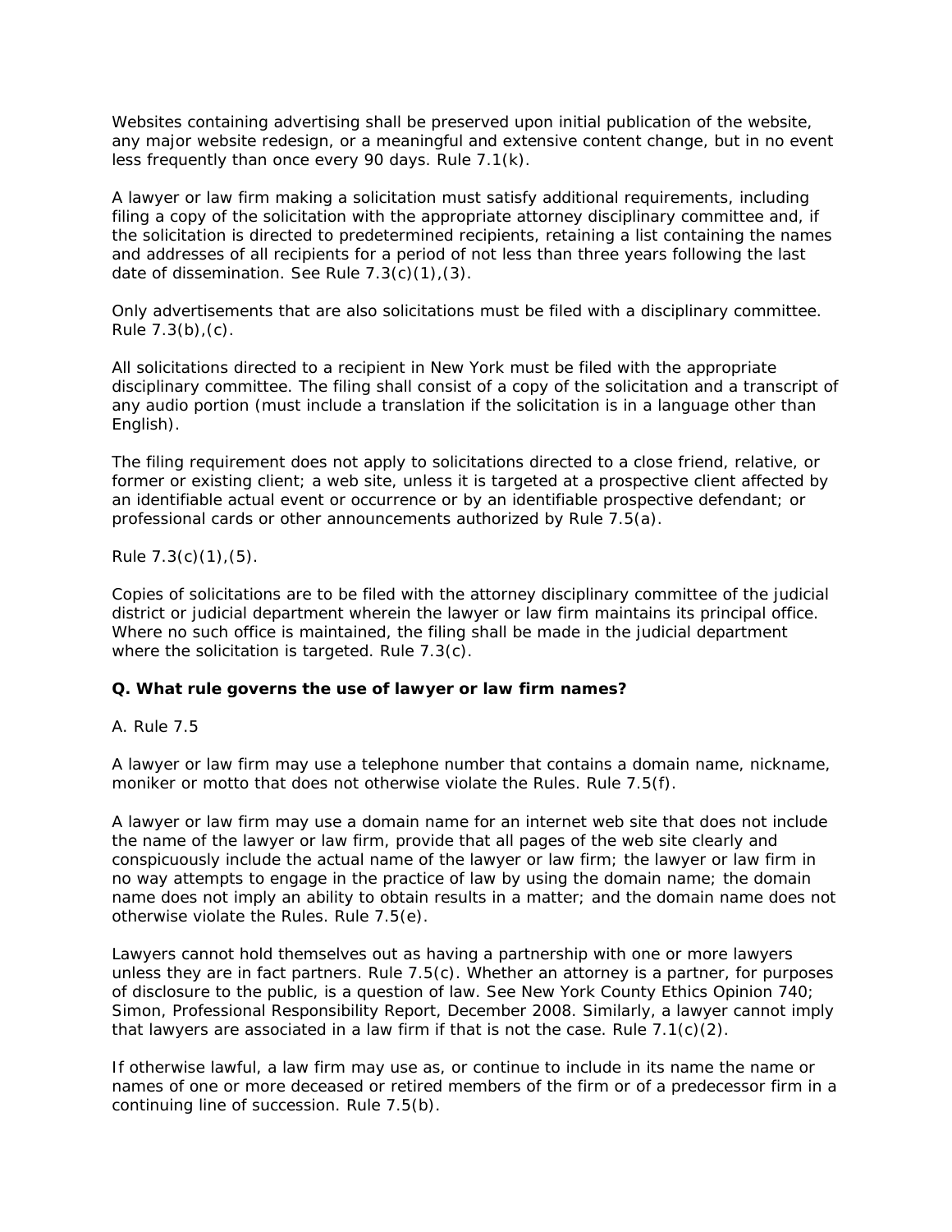Websites containing advertising shall be preserved upon initial publication of the website, any major website redesign, or a meaningful and extensive content change, but in no event less frequently than once every 90 days. Rule 7.1(k).

A lawyer or law firm making a solicitation must satisfy additional requirements, including filing a copy of the solicitation with the appropriate attorney disciplinary committee and, if the solicitation is directed to predetermined recipients, retaining a list containing the names and addresses of all recipients for a period of not less than three years following the last date of dissemination. See Rule 7.3(c)(1),(3).

Only advertisements that are also solicitations must be filed with a disciplinary committee. Rule 7.3(b),(c).

All solicitations directed to a recipient in New York must be filed with the appropriate disciplinary committee. The filing shall consist of a copy of the solicitation and a transcript of any audio portion (must include a translation if the solicitation is in a language other than English).

The filing requirement does not apply to solicitations directed to a close friend, relative, or former or existing client; a web site, unless it is targeted at a prospective client affected by an identifiable actual event or occurrence or by an identifiable prospective defendant; or professional cards or other announcements authorized by Rule 7.5(a).

Rule 7.3(c)(1),(5).

Copies of solicitations are to be filed with the attorney disciplinary committee of the judicial district or judicial department wherein the lawyer or law firm maintains its principal office. Where no such office is maintained, the filing shall be made in the judicial department where the solicitation is targeted. Rule 7.3(c).

**Q. What rule governs the use of lawyer or law firm names?**

A. Rule 7.5

A lawyer or law firm may use a telephone number that contains a domain name, nickname, moniker or motto that does not otherwise violate the Rules. Rule 7.5(f).

A lawyer or law firm may use a domain name for an internet web site that does not include the name of the lawyer or law firm, provide that all pages of the web site clearly and conspicuously include the actual name of the lawyer or law firm; the lawyer or law firm in no way attempts to engage in the practice of law by using the domain name; the domain name does not imply an ability to obtain results in a matter; and the domain name does not otherwise violate the Rules. Rule 7.5(e).

Lawyers cannot hold themselves out as having a partnership with one or more lawyers unless they are in fact partners. Rule 7.5(c). Whether an attorney is a partner, for purposes of disclosure to the public, is a question of law. See New York County Ethics Opinion 740; Simon, Professional Responsibility Report, December 2008. Similarly, a lawyer cannot imply that lawyers are associated in a law firm if that is not the case. Rule 7.1(c)(2).

If otherwise lawful, a law firm may use as, or continue to include in its name the name or names of one or more deceased or retired members of the firm or of a predecessor firm in a continuing line of succession. Rule 7.5(b).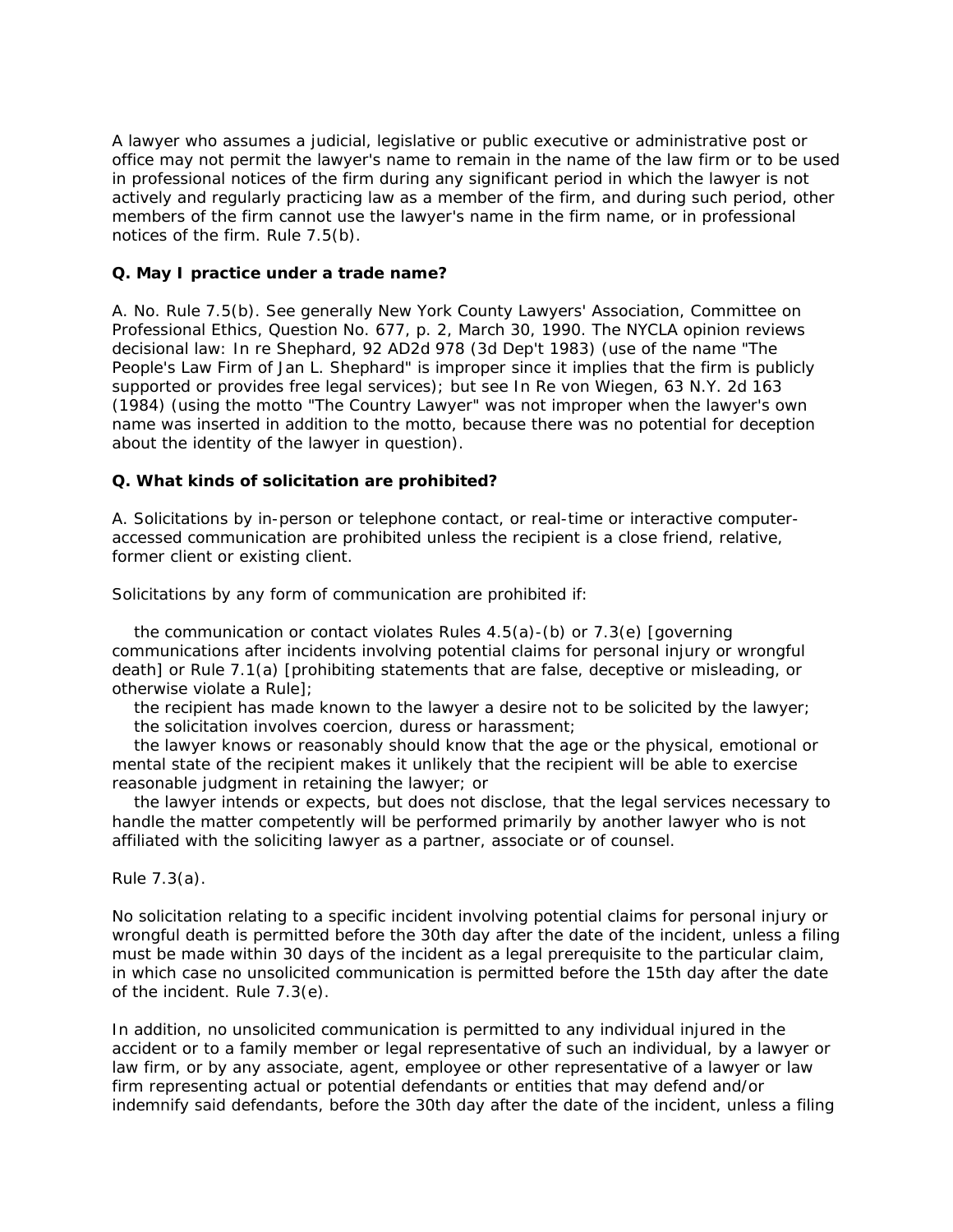A lawyer who assumes a judicial, legislative or public executive or administrative post or office may not permit the lawyer's name to remain in the name of the law firm or to be used in professional notices of the firm during any significant period in which the lawyer is not actively and regularly practicing law as a member of the firm, and during such period, other members of the firm cannot use the lawyer's name in the firm name, or in professional notices of the firm. Rule 7.5(b).

**Q. May I practice under a trade name?**

A. No. Rule 7.5(b). See generally New York County Lawyers' Association, Committee on Professional Ethics, Question No. 677, p. 2, March 30, 1990. The NYCLA opinion reviews decisional law: In re Shephard, 92 AD2d 978 (3d Dep't 1983) (use of the name "The People's Law Firm of Jan L. Shephard" is improper since it implies that the firm is publicly supported or provides free legal services); but see In Re von Wiegen, 63 N.Y. 2d 163 (1984) (using the motto "The Country Lawyer" was not improper when the lawyer's own name was inserted in addition to the motto, because there was no potential for deception about the identity of the lawyer in question).

**Q. What kinds of solicitation are prohibited?**

A. Solicitations by in-person or telephone contact, or real-time or interactive computer-accessed communication are prohibited unless the recipient is a close friend, relative, former client or existing client.

Solicitations by any form of communication are prohibited if:

- the communication or contact violates Rules 4.5(a)-(b) or 7.3(e) [governing communications after incidents involving potential claims for personal injury or wrongful death] or Rule 7.1(a) [prohibiting statements that are false, deceptive or misleading, or otherwise violate a Rule];
- the recipient has made known to the lawyer a desire not to be solicited by the lawyer;
- the solicitation involves coercion, duress or harassment;
- the lawyer knows or reasonably should know that the age or the physical, emotional or mental state of the recipient makes it unlikely that the recipient will be able to exercise reasonable judgment in retaining the lawyer; or
- the lawyer intends or expects, but does not disclose, that the legal services necessary to handle the matter competently will be performed primarily by another lawyer who is not affiliated with the soliciting lawyer as a partner, associate or of counsel.

Rule 7.3(a).

No solicitation relating to a specific incident involving potential claims for personal injury or wrongful death is permitted before the 30th day after the date of the incident, unless a filing must be made within 30 days of the incident as a legal prerequisite to the particular claim, in which case no unsolicited communication is permitted before the 15th day after the date of the incident. Rule 7.3(e).

In addition, no unsolicited communication is permitted to any individual injured in the accident or to a family member or legal representative of such an individual, by a lawyer or law firm, or by any associate, agent, employee or other representative of a lawyer or law firm representing actual or potential defendants or entities that may defend and/or indemnify said defendants, before the 30th day after the date of the incident, unless a filing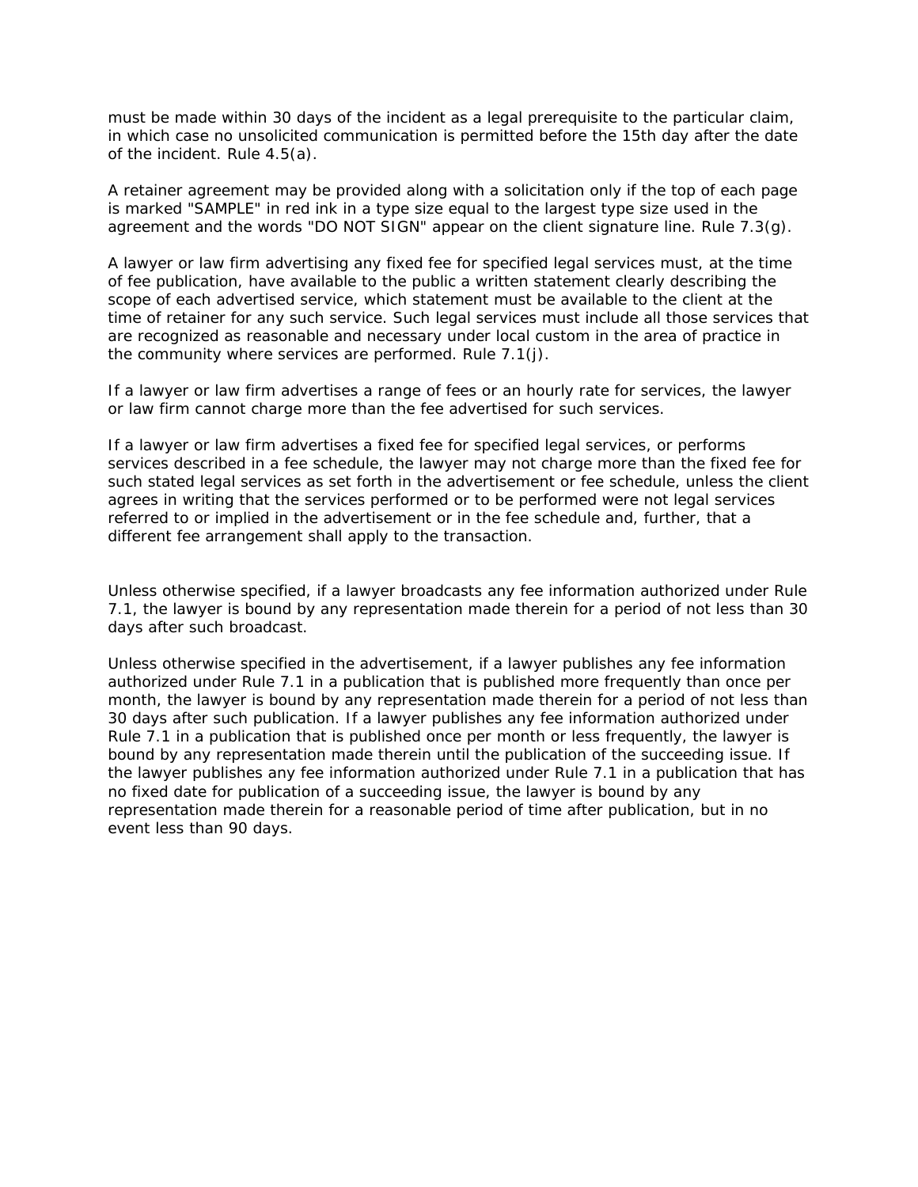must be made within 30 days of the incident as a legal prerequisite to the particular claim, in which case no unsolicited communication is permitted before the 15th day after the date of the incident. Rule 4.5(a).

A retainer agreement may be provided along with a solicitation only if the top of each page is marked "SAMPLE" in red ink in a type size equal to the largest type size used in the agreement and the words "DO NOT SIGN" appear on the client signature line. Rule 7.3(g).

A lawyer or law firm advertising any fixed fee for specified legal services must, at the time of fee publication, have available to the public a written statement clearly describing the scope of each advertised service, which statement must be available to the client at the time of retainer for any such service. Such legal services must include all those services that are recognized as reasonable and necessary under local custom in the area of practice in the community where services are performed. Rule 7.1(j).

If a lawyer or law firm advertises a range of fees or an hourly rate for services, the lawyer or law firm cannot charge more than the fee advertised for such services.

If a lawyer or law firm advertises a fixed fee for specified legal services, or performs services described in a fee schedule, the lawyer may not charge more than the fixed fee for such stated legal services as set forth in the advertisement or fee schedule, unless the client agrees in writing that the services performed or to be performed were not legal services referred to or implied in the advertisement or in the fee schedule and, further, that a different fee arrangement shall apply to the transaction.

Unless otherwise specified, if a lawyer broadcasts any fee information authorized under Rule 7.1, the lawyer is bound by any representation made therein for a period of not less than 30 days after such broadcast.

Unless otherwise specified in the advertisement, if a lawyer publishes any fee information authorized under Rule 7.1 in a publication that is published more frequently than once per month, the lawyer is bound by any representation made therein for a period of not less than 30 days after such publication. If a lawyer publishes any fee information authorized under Rule 7.1 in a publication that is published once per month or less frequently, the lawyer is bound by any representation made therein until the publication of the succeeding issue. If the lawyer publishes any fee information authorized under Rule 7.1 in a publication that has no fixed date for publication of a succeeding issue, the lawyer is bound by any representation made therein for a reasonable period of time after publication, but in no event less than 90 days.